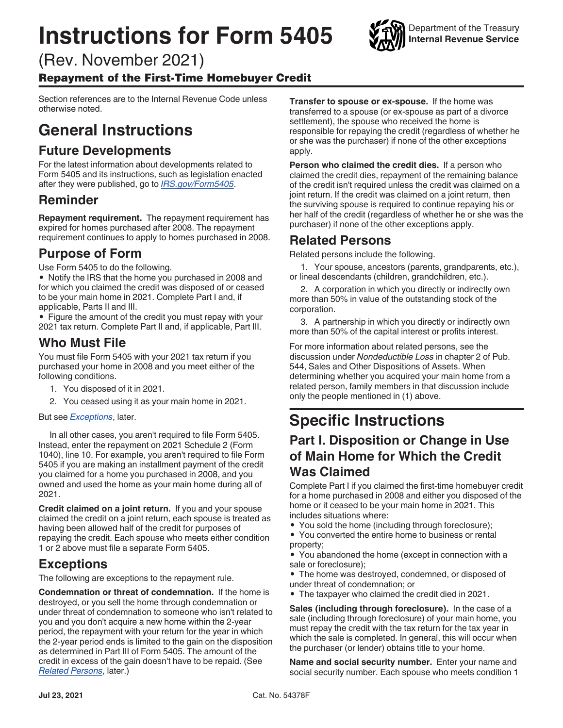# Instructions for Form 5405

(Rev. November 2021)

## Repayment of the First-Time Homebuyer Credit

Department of the Treasury
Internal Revenue Service

Section references are to the Internal Revenue Code unless otherwise noted.

# General Instructions

## Future Developments

For the latest information about developments related to Form 5405 and its instructions, such as legislation enacted after they were published, go to *IRS.gov/Form5405*.

## Reminder

**Repayment requirement.** The repayment requirement has expired for homes purchased after 2008. The repayment requirement continues to apply to homes purchased in 2008.

## Purpose of Form

Use Form 5405 to do the following.

- Notify the IRS that the home you purchased in 2008 and for which you claimed the credit was disposed of or ceased to be your main home in 2021. Complete Part I and, if applicable, Parts II and III.
- Figure the amount of the credit you must repay with your 2021 tax return. Complete Part II and, if applicable, Part III.

## Who Must File

You must file Form 5405 with your 2021 tax return if you purchased your home in 2008 and you meet either of the following conditions.

1. You disposed of it in 2021.
2. You ceased using it as your main home in 2021.

But see *Exceptions*, later.

In all other cases, you aren't required to file Form 5405. Instead, enter the repayment on 2021 Schedule 2 (Form 1040), line 10. For example, you aren't required to file Form 5405 if you are making an installment payment of the credit you claimed for a home you purchased in 2008, and you owned and used the home as your main home during all of 2021.

**Credit claimed on a joint return.** If you and your spouse claimed the credit on a joint return, each spouse is treated as having been allowed half of the credit for purposes of repaying the credit. Each spouse who meets either condition 1 or 2 above must file a separate Form 5405.

## Exceptions

The following are exceptions to the repayment rule.

**Condemnation or threat of condemnation.** If the home is destroyed, or you sell the home through condemnation or under threat of condemnation to someone who isn't related to you and you don't acquire a new home within the 2-year period, the repayment with your return for the year in which the 2-year period ends is limited to the gain on the disposition as determined in Part III of Form 5405. The amount of the credit in excess of the gain doesn't have to be repaid. (See *Related Persons*, later.)

**Transfer to spouse or ex-spouse.** If the home was transferred to a spouse (or ex-spouse as part of a divorce settlement), the spouse who received the home is responsible for repaying the credit (regardless of whether he or she was the purchaser) if none of the other exceptions apply.

**Person who claimed the credit dies.** If a person who claimed the credit dies, repayment of the remaining balance of the credit isn't required unless the credit was claimed on a joint return. If the credit was claimed on a joint return, then the surviving spouse is required to continue repaying his or her half of the credit (regardless of whether he or she was the purchaser) if none of the other exceptions apply.

## Related Persons

Related persons include the following.

1. Your spouse, ancestors (parents, grandparents, etc.), or lineal descendants (children, grandchildren, etc.).
2. A corporation in which you directly or indirectly own more than 50% in value of the outstanding stock of the corporation.
3. A partnership in which you directly or indirectly own more than 50% of the capital interest or profits interest.

For more information about related persons, see the discussion under *Nondeductible Loss* in chapter 2 of Pub. 544, Sales and Other Dispositions of Assets. When determining whether you acquired your main home from a related person, family members in that discussion include only the people mentioned in (1) above.

# Specific Instructions

## Part I. Disposition or Change in Use of Main Home for Which the Credit Was Claimed

Complete Part I if you claimed the first-time homebuyer credit for a home purchased in 2008 and either you disposed of the home or it ceased to be your main home in 2021. This includes situations where:

- You sold the home (including through foreclosure);
- You converted the entire home to business or rental property;
- You abandoned the home (except in connection with a sale or foreclosure);
- The home was destroyed, condemned, or disposed of under threat of condemnation; or
- The taxpayer who claimed the credit died in 2021.

**Sales (including through foreclosure).** In the case of a sale (including through foreclosure) of your main home, you must repay the credit with the tax return for the tax year in which the sale is completed. In general, this will occur when the purchaser (or lender) obtains title to your home.

**Name and social security number.** Enter your name and social security number. Each spouse who meets condition 1

Jul 23, 2021 Cat. No. 54378F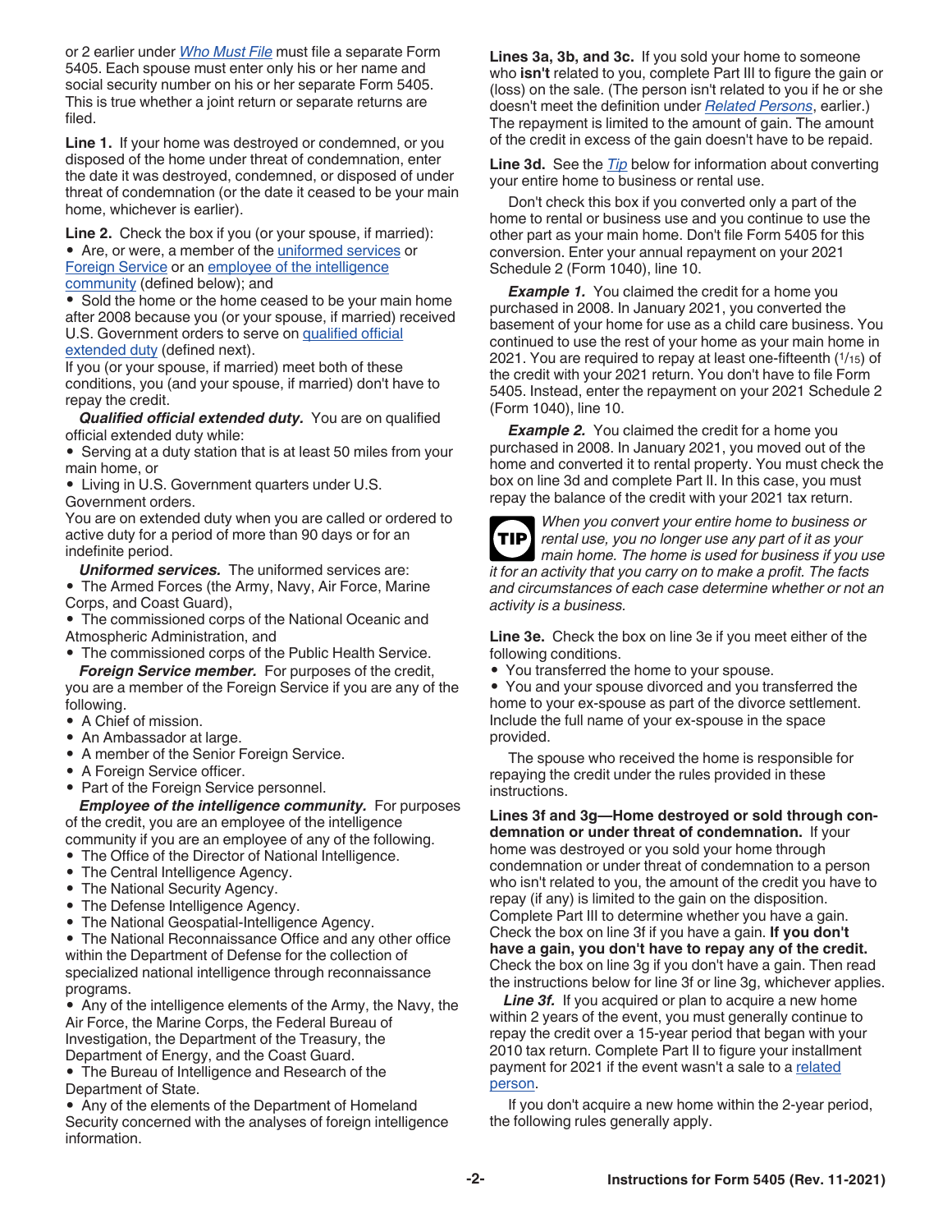or 2 earlier under *Who Must File* must file a separate Form 5405. Each spouse must enter only his or her name and social security number on his or her separate Form 5405. This is true whether a joint return or separate returns are filed.

**Line 1.** If your home was destroyed or condemned, or you disposed of the home under threat of condemnation, enter the date it was destroyed, condemned, or disposed of under threat of condemnation (or the date it ceased to be your main home, whichever is earlier).

**Line 2.** Check the box if you (or your spouse, if married):

- Are, or were, a member of the uniformed services or Foreign Service or an employee of the intelligence community (defined below); and
- Sold the home or the home ceased to be your main home after 2008 because you (or your spouse, if married) received U.S. Government orders to serve on qualified official extended duty (defined next).

If you (or your spouse, if married) meet both of these conditions, you (and your spouse, if married) don't have to repay the credit.

***Qualified official extended duty.*** You are on qualified official extended duty while:

- Serving at a duty station that is at least 50 miles from your main home, or
- Living in U.S. Government quarters under U.S. Government orders.

You are on extended duty when you are called or ordered to active duty for a period of more than 90 days or for an indefinite period.

***Uniformed services.*** The uniformed services are:

- The Armed Forces (the Army, Navy, Air Force, Marine Corps, and Coast Guard),
- The commissioned corps of the National Oceanic and Atmospheric Administration, and
- The commissioned corps of the Public Health Service.

***Foreign Service member.*** For purposes of the credit, you are a member of the Foreign Service if you are any of the following.

- A Chief of mission.
- An Ambassador at large.
- A member of the Senior Foreign Service.
- A Foreign Service officer.
- Part of the Foreign Service personnel.

***Employee of the intelligence community.*** For purposes of the credit, you are an employee of the intelligence community if you are an employee of any of the following.

- The Office of the Director of National Intelligence.
- The Central Intelligence Agency.
- The National Security Agency.
- The Defense Intelligence Agency.
- The National Geospatial-Intelligence Agency.
- The National Reconnaissance Office and any other office within the Department of Defense for the collection of specialized national intelligence through reconnaissance programs.
- Any of the intelligence elements of the Army, the Navy, the Air Force, the Marine Corps, the Federal Bureau of Investigation, the Department of the Treasury, the Department of Energy, and the Coast Guard.
- The Bureau of Intelligence and Research of the Department of State.
- Any of the elements of the Department of Homeland Security concerned with the analyses of foreign intelligence information.

**Lines 3a, 3b, and 3c.** If you sold your home to someone who **isn't** related to you, complete Part III to figure the gain or (loss) on the sale. (The person isn't related to you if he or she doesn't meet the definition under *Related Persons*, earlier.) The repayment is limited to the amount of gain. The amount of the credit in excess of the gain doesn't have to be repaid.

**Line 3d.** See the *Tip* below for information about converting your entire home to business or rental use.

Don't check this box if you converted only a part of the home to rental or business use and you continue to use the other part as your main home. Don't file Form 5405 for this conversion. Enter your annual repayment on your 2021 Schedule 2 (Form 1040), line 10.

***Example 1.*** You claimed the credit for a home you purchased in 2008. In January 2021, you converted the basement of your home for use as a child care business. You continued to use the rest of your home as your main home in 2021. You are required to repay at least one-fifteenth (1/15) of the credit with your 2021 return. You don't have to file Form 5405. Instead, enter the repayment on your 2021 Schedule 2 (Form 1040), line 10.

***Example 2.*** You claimed the credit for a home you purchased in 2008. In January 2021, you moved out of the home and converted it to rental property. You must check the box on line 3d and complete Part II. In this case, you must repay the balance of the credit with your 2021 tax return.

**TIP** *When you convert your entire home to business or rental use, you no longer use any part of it as your main home. The home is used for business if you use it for an activity that you carry on to make a profit. The facts and circumstances of each case determine whether or not an activity is a business.*

**Line 3e.** Check the box on line 3e if you meet either of the following conditions.

- You transferred the home to your spouse.
- You and your spouse divorced and you transferred the home to your ex-spouse as part of the divorce settlement. Include the full name of your ex-spouse in the space provided.

The spouse who received the home is responsible for repaying the credit under the rules provided in these instructions.

**Lines 3f and 3g—Home destroyed or sold through condemnation or under threat of condemnation.** If your home was destroyed or you sold your home through condemnation or under threat of condemnation to a person who isn't related to you, the amount of the credit you have to repay (if any) is limited to the gain on the disposition. Complete Part III to determine whether you have a gain. Check the box on line 3f if you have a gain. **If you don't have a gain, you don't have to repay any of the credit.** Check the box on line 3g if you don't have a gain. Then read the instructions below for line 3f or line 3g, whichever applies.

***Line 3f.*** If you acquired or plan to acquire a new home within 2 years of the event, you must generally continue to repay the credit over a 15-year period that began with your 2010 tax return. Complete Part II to figure your installment payment for 2021 if the event wasn't a sale to a related person.

If you don't acquire a new home within the 2-year period, the following rules generally apply.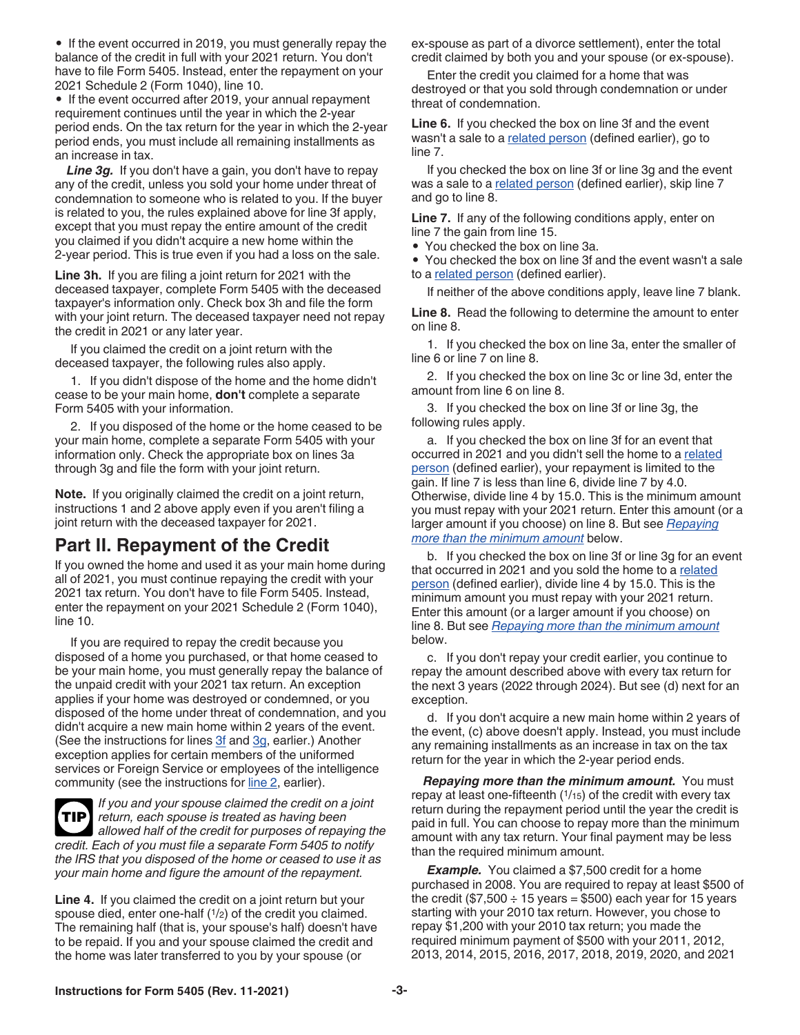- If the event occurred in 2019, you must generally repay the balance of the credit in full with your 2021 return. You don't have to file Form 5405. Instead, enter the repayment on your 2021 Schedule 2 (Form 1040), line 10.
- If the event occurred after 2019, your annual repayment requirement continues until the year in which the 2-year period ends. On the tax return for the year in which the 2-year period ends, you must include all remaining installments as an increase in tax.

***Line 3g.*** If you don't have a gain, you don't have to repay any of the credit, unless you sold your home under threat of condemnation to someone who is related to you. If the buyer is related to you, the rules explained above for line 3f apply, except that you must repay the entire amount of the credit you claimed if you didn't acquire a new home within the 2-year period. This is true even if you had a loss on the sale.

**Line 3h.** If you are filing a joint return for 2021 with the deceased taxpayer, complete Form 5405 with the deceased taxpayer's information only. Check box 3h and file the form with your joint return. The deceased taxpayer need not repay the credit in 2021 or any later year.

If you claimed the credit on a joint return with the deceased taxpayer, the following rules also apply.

1. If you didn't dispose of the home and the home didn't cease to be your main home, **don't** complete a separate Form 5405 with your information.

2. If you disposed of the home or the home ceased to be your main home, complete a separate Form 5405 with your information only. Check the appropriate box on lines 3a through 3g and file the form with your joint return.

**Note.** If you originally claimed the credit on a joint return, instructions 1 and 2 above apply even if you aren't filing a joint return with the deceased taxpayer for 2021.

## Part II. Repayment of the Credit

If you owned the home and used it as your main home during all of 2021, you must continue repaying the credit with your 2021 tax return. You don't have to file Form 5405. Instead, enter the repayment on your 2021 Schedule 2 (Form 1040), line 10.

If you are required to repay the credit because you disposed of a home you purchased, or that home ceased to be your main home, you must generally repay the balance of the unpaid credit with your 2021 tax return. An exception applies if your home was destroyed or condemned, or you disposed of the home under threat of condemnation, and you didn't acquire a new main home within 2 years of the event. (See the instructions for lines 3f and 3g, earlier.) Another exception applies for certain members of the uniformed services or Foreign Service or employees of the intelligence community (see the instructions for line 2, earlier).

**TIP** *If you and your spouse claimed the credit on a joint return, each spouse is treated as having been allowed half of the credit for purposes of repaying the credit. Each of you must file a separate Form 5405 to notify the IRS that you disposed of the home or ceased to use it as your main home and figure the amount of the repayment.*

**Line 4.** If you claimed the credit on a joint return but your spouse died, enter one-half ($1/2$) of the credit you claimed. The remaining half (that is, your spouse's half) doesn't have to be repaid. If you and your spouse claimed the credit and the home was later transferred to you by your spouse (or ex-spouse as part of a divorce settlement), enter the total credit claimed by both you and your spouse (or ex-spouse).

Enter the credit you claimed for a home that was destroyed or that you sold through condemnation or under threat of condemnation.

**Line 6.** If you checked the box on line 3f and the event wasn't a sale to a related person (defined earlier), go to line 7.

If you checked the box on line 3f or line 3g and the event was a sale to a related person (defined earlier), skip line 7 and go to line 8.

**Line 7.** If any of the following conditions apply, enter on line 7 the gain from line 15.

- You checked the box on line 3a.
- You checked the box on line 3f and the event wasn't a sale to a related person (defined earlier).

If neither of the above conditions apply, leave line 7 blank.

**Line 8.** Read the following to determine the amount to enter on line 8.

1. If you checked the box on line 3a, enter the smaller of line 6 or line 7 on line 8.

2. If you checked the box on line 3c or line 3d, enter the amount from line 6 on line 8.

3. If you checked the box on line 3f or line 3g, the following rules apply.

a. If you checked the box on line 3f for an event that occurred in 2021 and you didn't sell the home to a related person (defined earlier), your repayment is limited to the gain. If line 7 is less than line 6, divide line 7 by 4.0. Otherwise, divide line 4 by 15.0. This is the minimum amount you must repay with your 2021 return. Enter this amount (or a larger amount if you choose) on line 8. But see *Repaying more than the minimum amount* below.

b. If you checked the box on line 3f or line 3g for an event that occurred in 2021 and you sold the home to a related person (defined earlier), divide line 4 by 15.0. This is the minimum amount you must repay with your 2021 return. Enter this amount (or a larger amount if you choose) on line 8. But see *Repaying more than the minimum amount* below.

c. If you don't repay your credit earlier, you continue to repay the amount described above with every tax return for the next 3 years (2022 through 2024). But see (d) next for an exception.

d. If you don't acquire a new main home within 2 years of the event, (c) above doesn't apply. Instead, you must include any remaining installments as an increase in tax on the tax return for the year in which the 2-year period ends.

***Repaying more than the minimum amount.*** You must repay at least one-fifteenth ($1/15$) of the credit with every tax return during the repayment period until the year the credit is paid in full. You can choose to repay more than the minimum amount with any tax return. Your final payment may be less than the required minimum amount.

***Example.*** You claimed a $7,500 credit for a home purchased in 2008. You are required to repay at least $500 of the credit ($7,500 ÷ 15 years = $500) each year for 15 years starting with your 2010 tax return. However, you chose to repay $1,200 with your 2010 tax return; you made the required minimum payment of $500 with your 2011, 2012, 2013, 2014, 2015, 2016, 2017, 2018, 2019, 2020, and 2021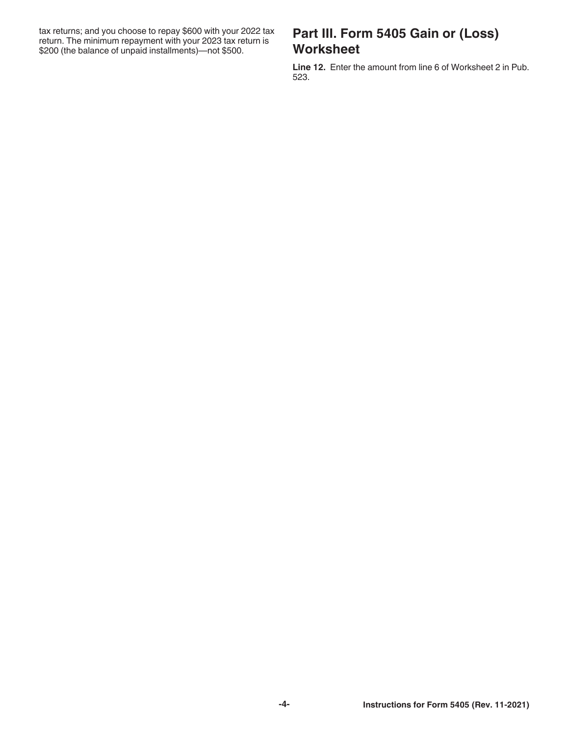tax returns; and you choose to repay $600 with your 2022 tax return. The minimum repayment with your 2023 tax return is $200 (the balance of unpaid installments)—not $500.

## Part III. Form 5405 Gain or (Loss) Worksheet

**Line 12.** Enter the amount from line 6 of Worksheet 2 in Pub. 523.